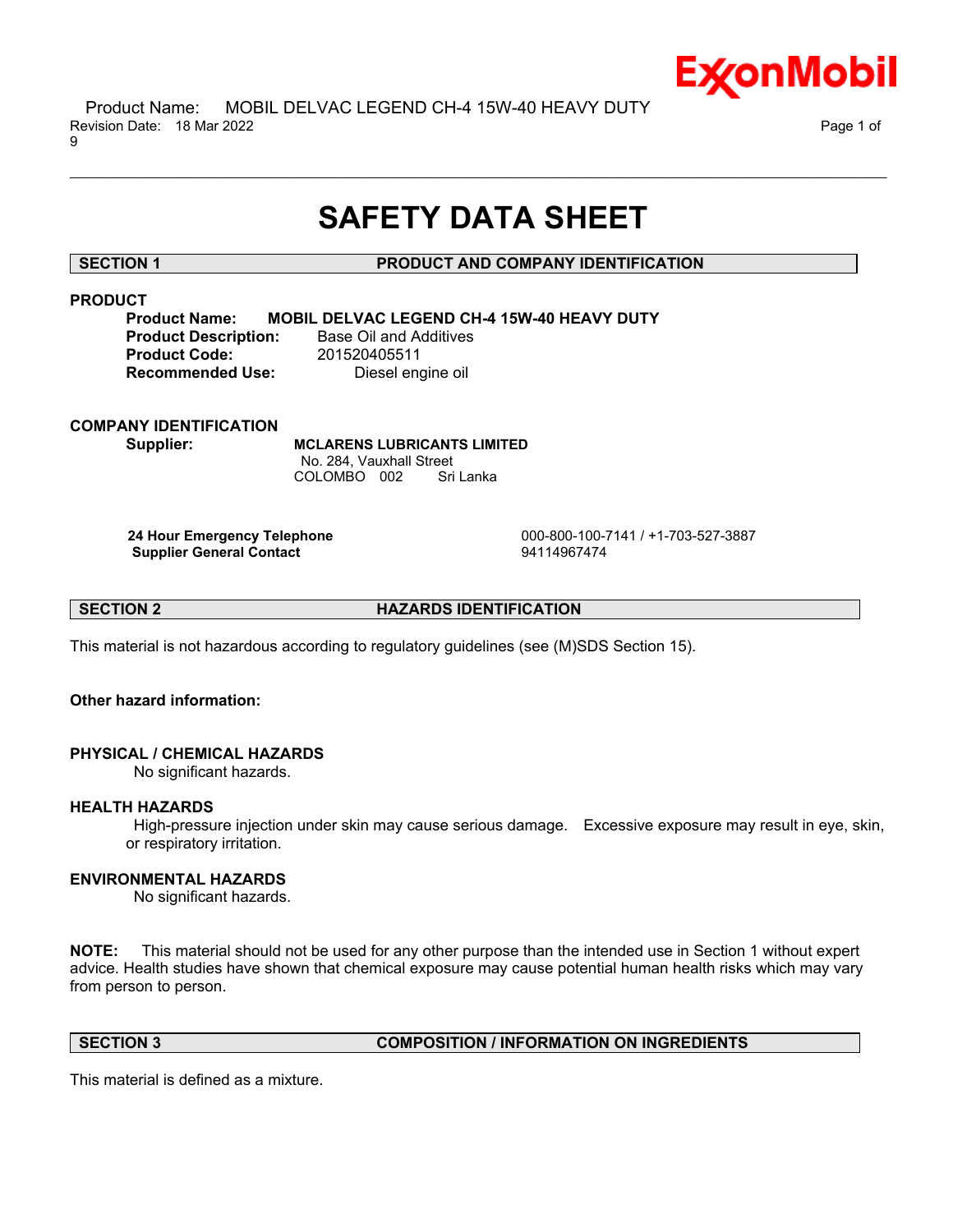# SAFETY DATA SHEET

## SECTION 1 PRODUCT AND COMPANY IDENTIFICATION

### PRODUCT

**Product Name:** **MOBIL DELVAC LEGEND CH-4 15W-40 HEAVY DUTY**
**Product Description:** Base Oil and Additives
**Product Code:** 201520405511
**Recommended Use:** Diesel engine oil

### COMPANY IDENTIFICATION

**Supplier:** **MCLARENS LUBRICANTS LIMITED**
No. 284, Vauxhall Street
COLOMBO 002 Sri Lanka

| | |
|---|---|
| **24 Hour Emergency Telephone** | 000-800-100-7141 / +1-703-527-3887 |
| **Supplier General Contact** | 94114967474 |

## SECTION 2 HAZARDS IDENTIFICATION

This material is not hazardous according to regulatory guidelines (see (M)SDS Section 15).

**Other hazard information:**

### PHYSICAL / CHEMICAL HAZARDS

No significant hazards.

### HEALTH HAZARDS

High-pressure injection under skin may cause serious damage. Excessive exposure may result in eye, skin, or respiratory irritation.

### ENVIRONMENTAL HAZARDS

No significant hazards.

**NOTE:** This material should not be used for any other purpose than the intended use in Section 1 without expert advice. Health studies have shown that chemical exposure may cause potential human health risks which may vary from person to person.

## SECTION 3 COMPOSITION / INFORMATION ON INGREDIENTS

This material is defined as a mixture.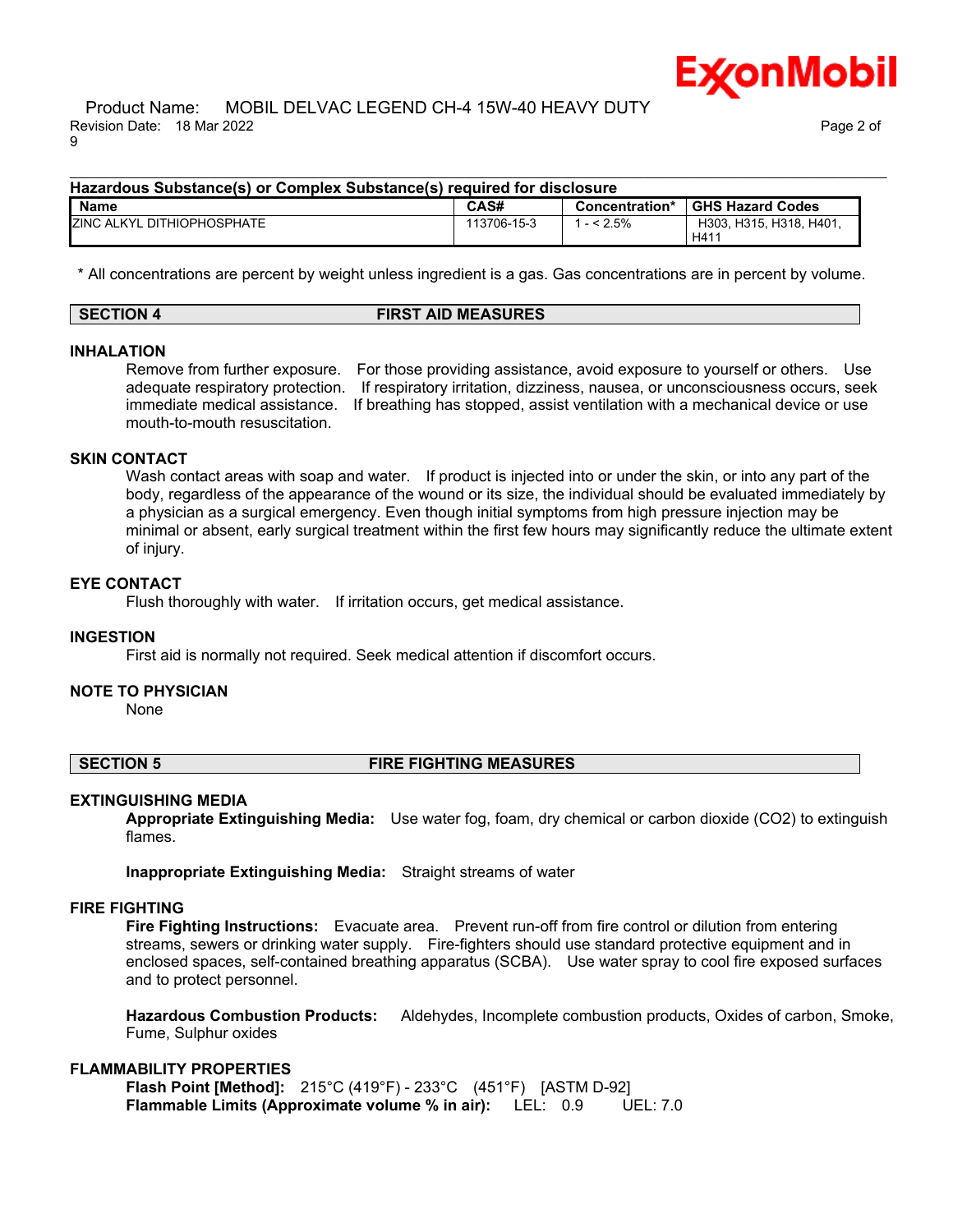**Hazardous Substance(s) or Complex Substance(s) required for disclosure**

| Name | CAS# | Concentration* | GHS Hazard Codes |
|---|---|---|---|
| ZINC ALKYL DITHIOPHOSPHATE | 113706-15-3 | 1 - < 2.5% | H303, H315, H318, H401, H411 |

\* All concentrations are percent by weight unless ingredient is a gas. Gas concentrations are in percent by volume.

## SECTION 4 FIRST AID MEASURES

### INHALATION

Remove from further exposure. For those providing assistance, avoid exposure to yourself or others. Use adequate respiratory protection. If respiratory irritation, dizziness, nausea, or unconsciousness occurs, seek immediate medical assistance. If breathing has stopped, assist ventilation with a mechanical device or use mouth-to-mouth resuscitation.

### SKIN CONTACT

Wash contact areas with soap and water. If product is injected into or under the skin, or into any part of the body, regardless of the appearance of the wound or its size, the individual should be evaluated immediately by a physician as a surgical emergency. Even though initial symptoms from high pressure injection may be minimal or absent, early surgical treatment within the first few hours may significantly reduce the ultimate extent of injury.

### EYE CONTACT

Flush thoroughly with water. If irritation occurs, get medical assistance.

### INGESTION

First aid is normally not required. Seek medical attention if discomfort occurs.

### NOTE TO PHYSICIAN

None

## SECTION 5 FIRE FIGHTING MEASURES

### EXTINGUISHING MEDIA

**Appropriate Extinguishing Media:** Use water fog, foam, dry chemical or carbon dioxide ($CO_2$) to extinguish flames.

**Inappropriate Extinguishing Media:** Straight streams of water

### FIRE FIGHTING

**Fire Fighting Instructions:** Evacuate area. Prevent run-off from fire control or dilution from entering streams, sewers or drinking water supply. Fire-fighters should use standard protective equipment and in enclosed spaces, self-contained breathing apparatus (SCBA). Use water spray to cool fire exposed surfaces and to protect personnel.

**Hazardous Combustion Products:** Aldehydes, Incomplete combustion products, Oxides of carbon, Smoke, Fume, Sulphur oxides

### FLAMMABILITY PROPERTIES

**Flash Point [Method]:** 215°C (419°F) - 233°C (451°F) [ASTM D-92]
**Flammable Limits (Approximate volume % in air):** LEL: 0.9 UEL: 7.0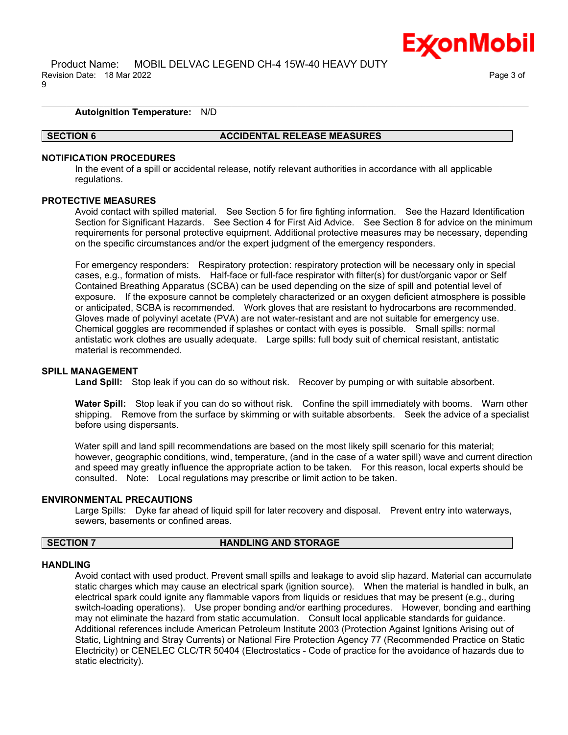**Autoignition Temperature:** N/D

## SECTION 6 ACCIDENTAL RELEASE MEASURES

### NOTIFICATION PROCEDURES

In the event of a spill or accidental release, notify relevant authorities in accordance with all applicable regulations.

### PROTECTIVE MEASURES

Avoid contact with spilled material. See Section 5 for fire fighting information. See the Hazard Identification Section for Significant Hazards. See Section 4 for First Aid Advice. See Section 8 for advice on the minimum requirements for personal protective equipment. Additional protective measures may be necessary, depending on the specific circumstances and/or the expert judgment of the emergency responders.

For emergency responders: Respiratory protection: respiratory protection will be necessary only in special cases, e.g., formation of mists. Half-face or full-face respirator with filter(s) for dust/organic vapor or Self Contained Breathing Apparatus (SCBA) can be used depending on the size of spill and potential level of exposure. If the exposure cannot be completely characterized or an oxygen deficient atmosphere is possible or anticipated, SCBA is recommended. Work gloves that are resistant to hydrocarbons are recommended. Gloves made of polyvinyl acetate (PVA) are not water-resistant and are not suitable for emergency use. Chemical goggles are recommended if splashes or contact with eyes is possible. Small spills: normal antistatic work clothes are usually adequate. Large spills: full body suit of chemical resistant, antistatic material is recommended.

### SPILL MANAGEMENT

**Land Spill:** Stop leak if you can do so without risk. Recover by pumping or with suitable absorbent.

**Water Spill:** Stop leak if you can do so without risk. Confine the spill immediately with booms. Warn other shipping. Remove from the surface by skimming or with suitable absorbents. Seek the advice of a specialist before using dispersants.

Water spill and land spill recommendations are based on the most likely spill scenario for this material; however, geographic conditions, wind, temperature, (and in the case of a water spill) wave and current direction and speed may greatly influence the appropriate action to be taken. For this reason, local experts should be consulted. Note: Local regulations may prescribe or limit action to be taken.

### ENVIRONMENTAL PRECAUTIONS

Large Spills: Dyke far ahead of liquid spill for later recovery and disposal. Prevent entry into waterways, sewers, basements or confined areas.

## SECTION 7 HANDLING AND STORAGE

### HANDLING

Avoid contact with used product. Prevent small spills and leakage to avoid slip hazard. Material can accumulate static charges which may cause an electrical spark (ignition source). When the material is handled in bulk, an electrical spark could ignite any flammable vapors from liquids or residues that may be present (e.g., during switch-loading operations). Use proper bonding and/or earthing procedures. However, bonding and earthing may not eliminate the hazard from static accumulation. Consult local applicable standards for guidance. Additional references include American Petroleum Institute 2003 (Protection Against Ignitions Arising out of Static, Lightning and Stray Currents) or National Fire Protection Agency 77 (Recommended Practice on Static Electricity) or CENELEC CLC/TR 50404 (Electrostatics - Code of practice for the avoidance of hazards due to static electricity).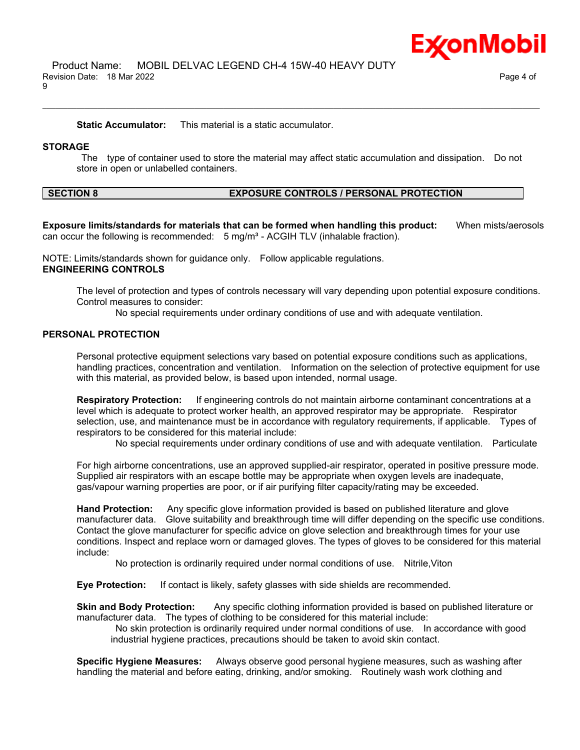**Static Accumulator:** This material is a static accumulator.

## STORAGE

The type of container used to store the material may affect static accumulation and dissipation. Do not store in open or unlabelled containers.

## SECTION 8 EXPOSURE CONTROLS / PERSONAL PROTECTION

**Exposure limits/standards for materials that can be formed when handling this product:** When mists/aerosols can occur the following is recommended: 5 mg/m³ - ACGIH TLV (inhalable fraction).

NOTE: Limits/standards shown for guidance only. Follow applicable regulations.

### ENGINEERING CONTROLS

The level of protection and types of controls necessary will vary depending upon potential exposure conditions. Control measures to consider:

No special requirements under ordinary conditions of use and with adequate ventilation.

### PERSONAL PROTECTION

Personal protective equipment selections vary based on potential exposure conditions such as applications, handling practices, concentration and ventilation. Information on the selection of protective equipment for use with this material, as provided below, is based upon intended, normal usage.

**Respiratory Protection:** If engineering controls do not maintain airborne contaminant concentrations at a level which is adequate to protect worker health, an approved respirator may be appropriate. Respirator selection, use, and maintenance must be in accordance with regulatory requirements, if applicable. Types of respirators to be considered for this material include:

No special requirements under ordinary conditions of use and with adequate ventilation. Particulate

For high airborne concentrations, use an approved supplied-air respirator, operated in positive pressure mode. Supplied air respirators with an escape bottle may be appropriate when oxygen levels are inadequate, gas/vapour warning properties are poor, or if air purifying filter capacity/rating may be exceeded.

**Hand Protection:** Any specific glove information provided is based on published literature and glove manufacturer data. Glove suitability and breakthrough time will differ depending on the specific use conditions. Contact the glove manufacturer for specific advice on glove selection and breakthrough times for your use conditions. Inspect and replace worn or damaged gloves. The types of gloves to be considered for this material include:

No protection is ordinarily required under normal conditions of use. Nitrile,Viton

**Eye Protection:** If contact is likely, safety glasses with side shields are recommended.

**Skin and Body Protection:** Any specific clothing information provided is based on published literature or manufacturer data. The types of clothing to be considered for this material include:

No skin protection is ordinarily required under normal conditions of use. In accordance with good industrial hygiene practices, precautions should be taken to avoid skin contact.

**Specific Hygiene Measures:** Always observe good personal hygiene measures, such as washing after handling the material and before eating, drinking, and/or smoking. Routinely wash work clothing and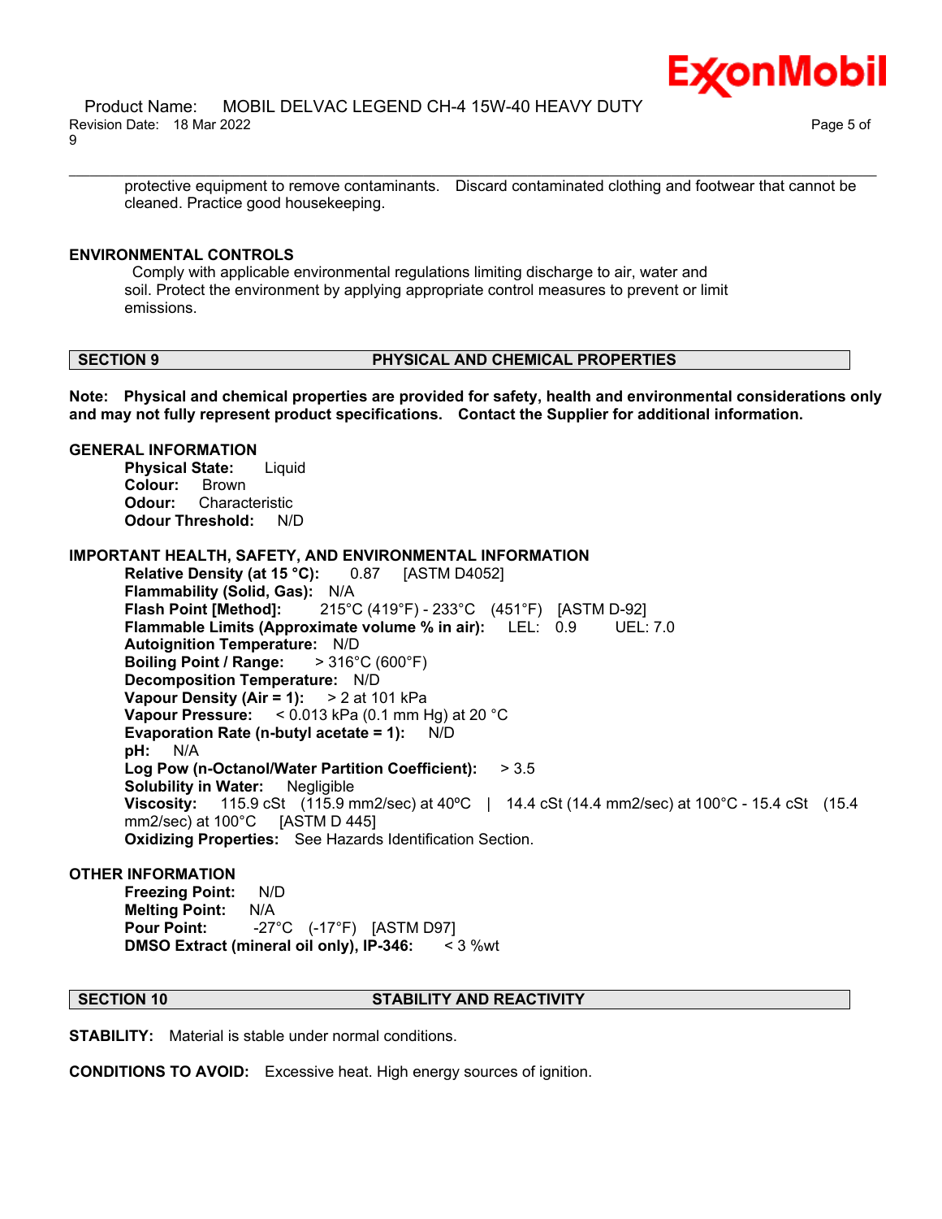protective equipment to remove contaminants. Discard contaminated clothing and footwear that cannot be cleaned. Practice good housekeeping.

**ENVIRONMENTAL CONTROLS**

Comply with applicable environmental regulations limiting discharge to air, water and soil. Protect the environment by applying appropriate control measures to prevent or limit emissions.

## SECTION 9 PHYSICAL AND CHEMICAL PROPERTIES

**Note: Physical and chemical properties are provided for safety, health and environmental considerations only and may not fully represent product specifications. Contact the Supplier for additional information.**

**GENERAL INFORMATION**

**Physical State:** Liquid
**Colour:** Brown
**Odour:** Characteristic
**Odour Threshold:** N/D

**IMPORTANT HEALTH, SAFETY, AND ENVIRONMENTAL INFORMATION**

**Relative Density (at 15 °C):** 0.87 [ASTM D4052]
**Flammability (Solid, Gas):** N/A
**Flash Point [Method]:** 215°C (419°F) - 233°C (451°F) [ASTM D-92]
**Flammable Limits (Approximate volume % in air):** LEL: 0.9 UEL: 7.0
**Autoignition Temperature:** N/D
**Boiling Point / Range:** > 316°C (600°F)
**Decomposition Temperature:** N/D
**Vapour Density (Air = 1):** > 2 at 101 kPa
**Vapour Pressure:** < 0.013 kPa (0.1 mm Hg) at 20 °C
**Evaporation Rate (n-butyl acetate = 1):** N/D
**pH:** N/A
**Log Pow (n-Octanol/Water Partition Coefficient):** > 3.5
**Solubility in Water:** Negligible
**Viscosity:** 115.9 cSt (115.9 mm2/sec) at 40ºC | 14.4 cSt (14.4 mm2/sec) at 100°C - 15.4 cSt (15.4 mm2/sec) at 100°C [ASTM D 445]
**Oxidizing Properties:** See Hazards Identification Section.

**OTHER INFORMATION**

**Freezing Point:** N/D
**Melting Point:** N/A
**Pour Point:** -27°C (-17°F) [ASTM D97]
**DMSO Extract (mineral oil only), IP-346:** < 3 %wt

## SECTION 10 STABILITY AND REACTIVITY

**STABILITY:** Material is stable under normal conditions.

**CONDITIONS TO AVOID:** Excessive heat. High energy sources of ignition.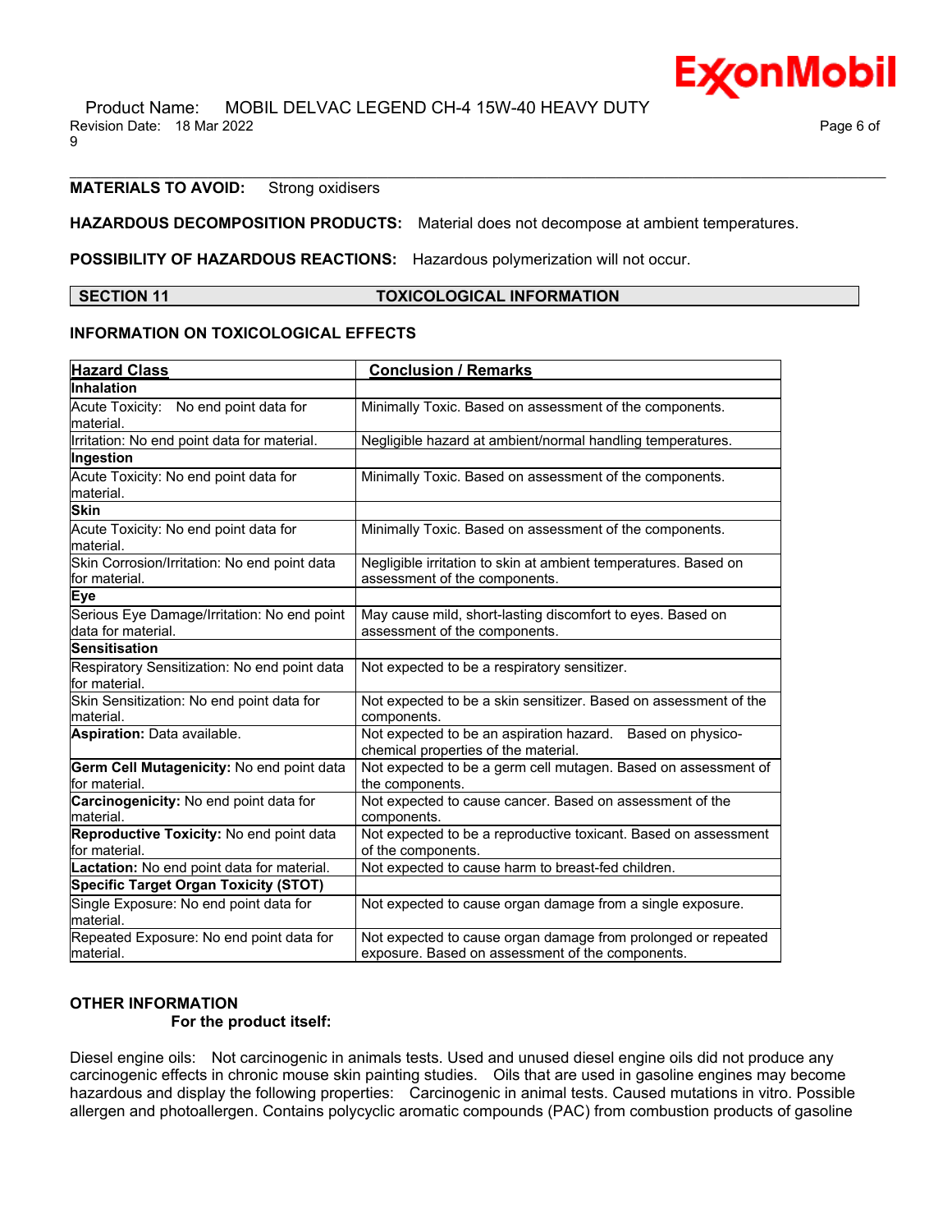**MATERIALS TO AVOID:** Strong oxidisers

**HAZARDOUS DECOMPOSITION PRODUCTS:** Material does not decompose at ambient temperatures.

**POSSIBILITY OF HAZARDOUS REACTIONS:** Hazardous polymerization will not occur.

## SECTION 11 TOXICOLOGICAL INFORMATION

### INFORMATION ON TOXICOLOGICAL EFFECTS

| Hazard Class | Conclusion / Remarks |
|---|---|
| **Inhalation** | |
| Acute Toxicity: No end point data for material. | Minimally Toxic. Based on assessment of the components. |
| Irritation: No end point data for material. | Negligible hazard at ambient/normal handling temperatures. |
| **Ingestion** | |
| Acute Toxicity: No end point data for material. | Minimally Toxic. Based on assessment of the components. |
| **Skin** | |
| Acute Toxicity: No end point data for material. | Minimally Toxic. Based on assessment of the components. |
| Skin Corrosion/Irritation: No end point data for material. | Negligible irritation to skin at ambient temperatures. Based on assessment of the components. |
| **Eye** | |
| Serious Eye Damage/Irritation: No end point data for material. | May cause mild, short-lasting discomfort to eyes. Based on assessment of the components. |
| **Sensitisation** | |
| Respiratory Sensitization: No end point data for material. | Not expected to be a respiratory sensitizer. |
| Skin Sensitization: No end point data for material. | Not expected to be a skin sensitizer. Based on assessment of the components. |
| **Aspiration:** Data available. | Not expected to be an aspiration hazard. Based on physico-chemical properties of the material. |
| **Germ Cell Mutagenicity:** No end point data for material. | Not expected to be a germ cell mutagen. Based on assessment of the components. |
| **Carcinogenicity:** No end point data for material. | Not expected to cause cancer. Based on assessment of the components. |
| **Reproductive Toxicity:** No end point data for material. | Not expected to be a reproductive toxicant. Based on assessment of the components. |
| **Lactation:** No end point data for material. | Not expected to cause harm to breast-fed children. |
| **Specific Target Organ Toxicity (STOT)** | |
| Single Exposure: No end point data for material. | Not expected to cause organ damage from a single exposure. |
| Repeated Exposure: No end point data for material. | Not expected to cause organ damage from prolonged or repeated exposure. Based on assessment of the components. |

### OTHER INFORMATION

**For the product itself:**

Diesel engine oils: Not carcinogenic in animals tests. Used and unused diesel engine oils did not produce any carcinogenic effects in chronic mouse skin painting studies. Oils that are used in gasoline engines may become hazardous and display the following properties: Carcinogenic in animal tests. Caused mutations in vitro. Possible allergen and photoallergen. Contains polycyclic aromatic compounds (PAC) from combustion products of gasoline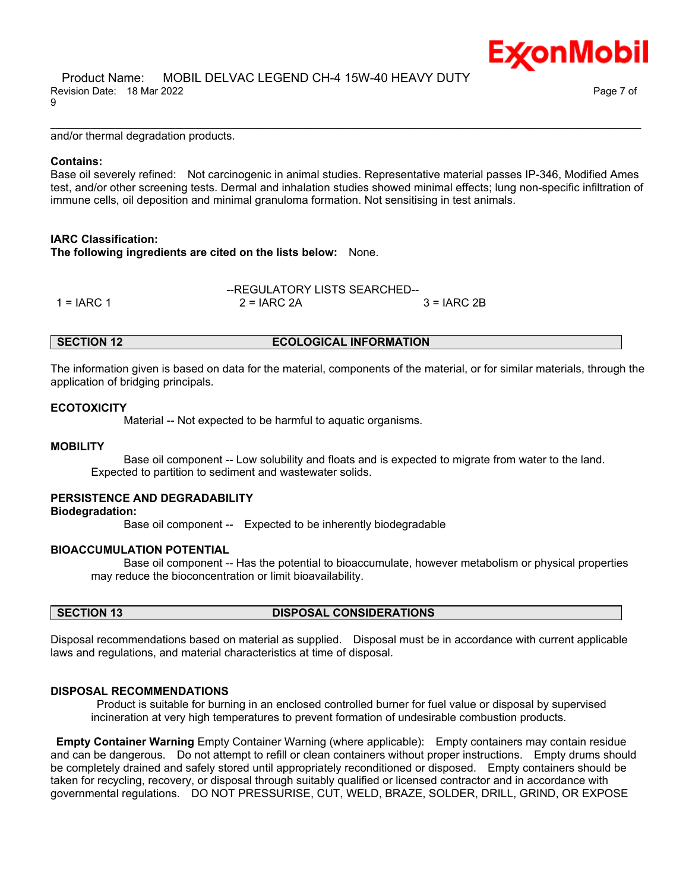and/or thermal degradation products.

**Contains:**
Base oil severely refined: Not carcinogenic in animal studies. Representative material passes IP-346, Modified Ames test, and/or other screening tests. Dermal and inhalation studies showed minimal effects; lung non-specific infiltration of immune cells, oil deposition and minimal granuloma formation. Not sensitising in test animals.

**IARC Classification:**
**The following ingredients are cited on the lists below:** None.

--REGULATORY LISTS SEARCHED--

| 1 = IARC 1 | 2 = IARC 2A | 3 = IARC 2B |
|---|---|---|

## SECTION 12 ECOLOGICAL INFORMATION

The information given is based on data for the material, components of the material, or for similar materials, through the application of bridging principals.

**ECOTOXICITY**

Material -- Not expected to be harmful to aquatic organisms.

**MOBILITY**

Base oil component -- Low solubility and floats and is expected to migrate from water to the land. Expected to partition to sediment and wastewater solids.

**PERSISTENCE AND DEGRADABILITY**
**Biodegradation:**

Base oil component -- Expected to be inherently biodegradable

**BIOACCUMULATION POTENTIAL**

Base oil component -- Has the potential to bioaccumulate, however metabolism or physical properties may reduce the bioconcentration or limit bioavailability.

## SECTION 13 DISPOSAL CONSIDERATIONS

Disposal recommendations based on material as supplied. Disposal must be in accordance with current applicable laws and regulations, and material characteristics at time of disposal.

**DISPOSAL RECOMMENDATIONS**

Product is suitable for burning in an enclosed controlled burner for fuel value or disposal by supervised incineration at very high temperatures to prevent formation of undesirable combustion products.

**Empty Container Warning** Empty Container Warning (where applicable): Empty containers may contain residue and can be dangerous. Do not attempt to refill or clean containers without proper instructions. Empty drums should be completely drained and safely stored until appropriately reconditioned or disposed. Empty containers should be taken for recycling, recovery, or disposal through suitably qualified or licensed contractor and in accordance with governmental regulations. DO NOT PRESSURISE, CUT, WELD, BRAZE, SOLDER, DRILL, GRIND, OR EXPOSE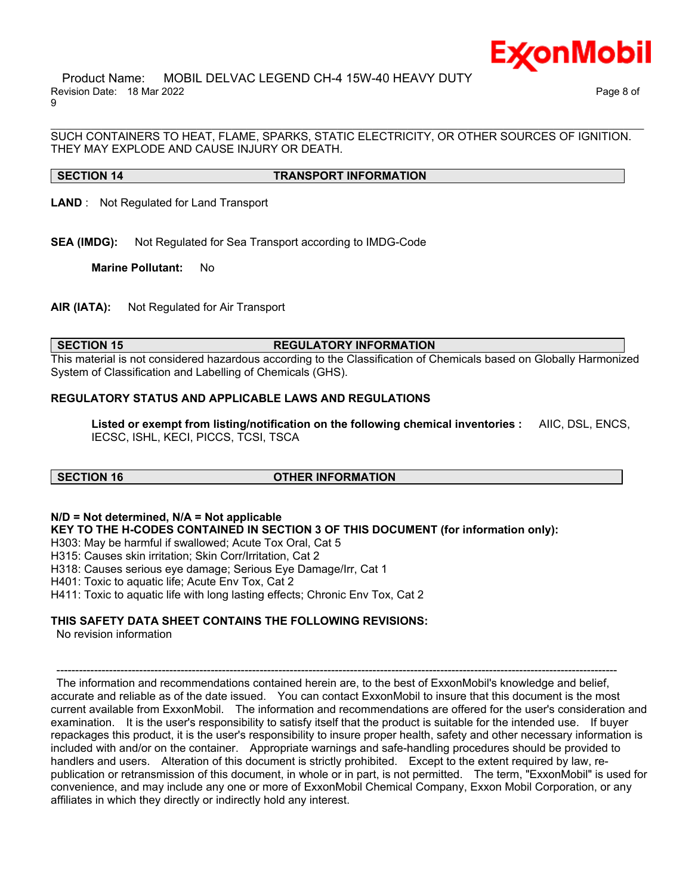SUCH CONTAINERS TO HEAT, FLAME, SPARKS, STATIC ELECTRICITY, OR OTHER SOURCES OF IGNITION. THEY MAY EXPLODE AND CAUSE INJURY OR DEATH.

## SECTION 14 TRANSPORT INFORMATION

**LAND** : Not Regulated for Land Transport

**SEA (IMDG):** Not Regulated for Sea Transport according to IMDG-Code

**Marine Pollutant:** No

**AIR (IATA):** Not Regulated for Air Transport

## SECTION 15 REGULATORY INFORMATION

This material is not considered hazardous according to the Classification of Chemicals based on Globally Harmonized System of Classification and Labelling of Chemicals (GHS).

**REGULATORY STATUS AND APPLICABLE LAWS AND REGULATIONS**

**Listed or exempt from listing/notification on the following chemical inventories :** AIIC, DSL, ENCS, IECSC, ISHL, KECI, PICCS, TCSI, TSCA

## SECTION 16 OTHER INFORMATION

**N/D = Not determined, N/A = Not applicable**

**KEY TO THE H-CODES CONTAINED IN SECTION 3 OF THIS DOCUMENT (for information only):**

H303: May be harmful if swallowed; Acute Tox Oral, Cat 5
H315: Causes skin irritation; Skin Corr/Irritation, Cat 2
H318: Causes serious eye damage; Serious Eye Damage/Irr, Cat 1
H401: Toxic to aquatic life; Acute Env Tox, Cat 2
H411: Toxic to aquatic life with long lasting effects; Chronic Env Tox, Cat 2

**THIS SAFETY DATA SHEET CONTAINS THE FOLLOWING REVISIONS:**

No revision information

-----------------------------------------------------------------------------------------------------------------------------------------------------

The information and recommendations contained herein are, to the best of ExxonMobil's knowledge and belief, accurate and reliable as of the date issued. You can contact ExxonMobil to insure that this document is the most current available from ExxonMobil. The information and recommendations are offered for the user's consideration and examination. It is the user's responsibility to satisfy itself that the product is suitable for the intended use. If buyer repackages this product, it is the user's responsibility to insure proper health, safety and other necessary information is included with and/or on the container. Appropriate warnings and safe-handling procedures should be provided to handlers and users. Alteration of this document is strictly prohibited. Except to the extent required by law, re-publication or retransmission of this document, in whole or in part, is not permitted. The term, "ExxonMobil" is used for convenience, and may include any one or more of ExxonMobil Chemical Company, Exxon Mobil Corporation, or any affiliates in which they directly or indirectly hold any interest.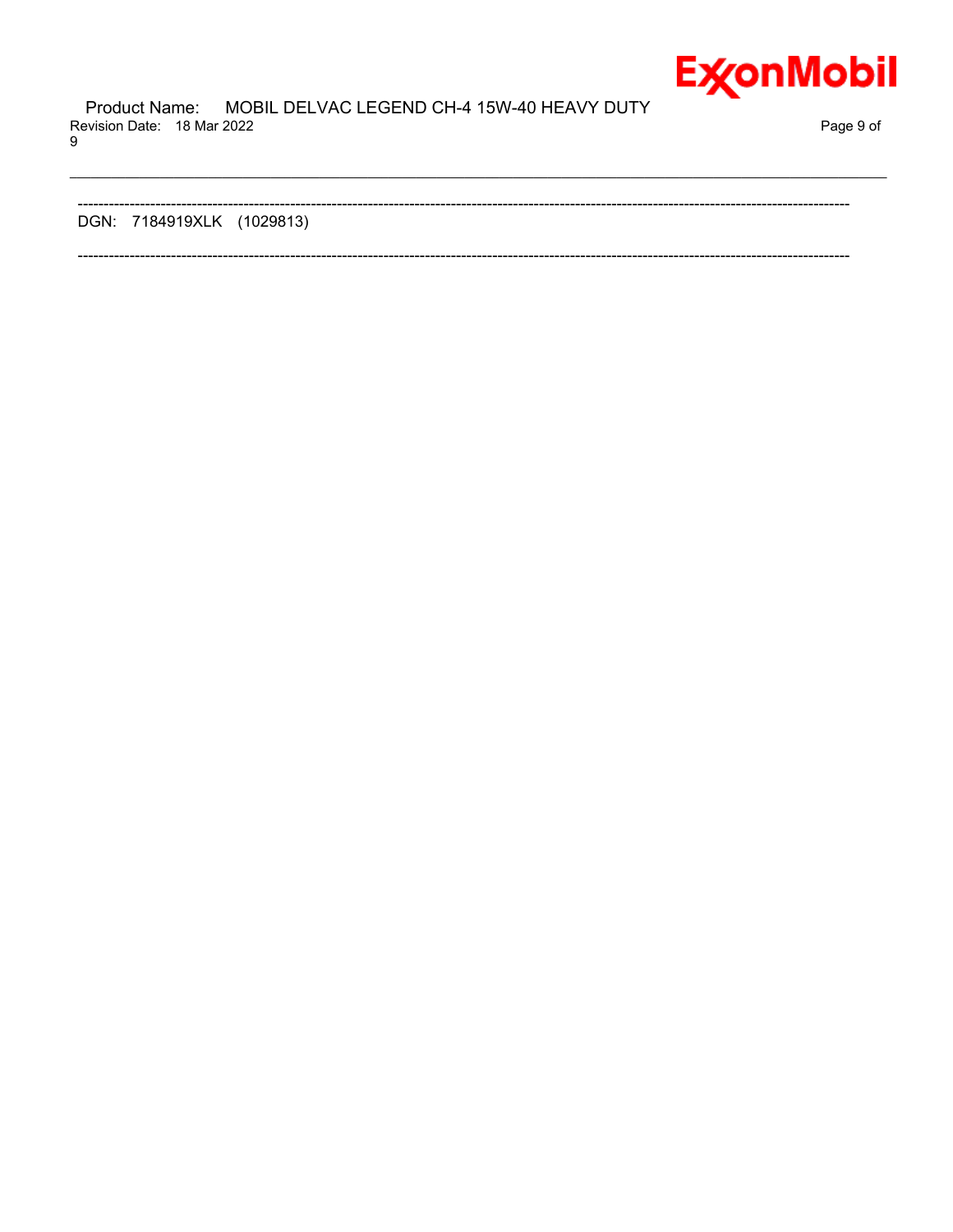---

DGN: 7184919XLK (1029813)

---